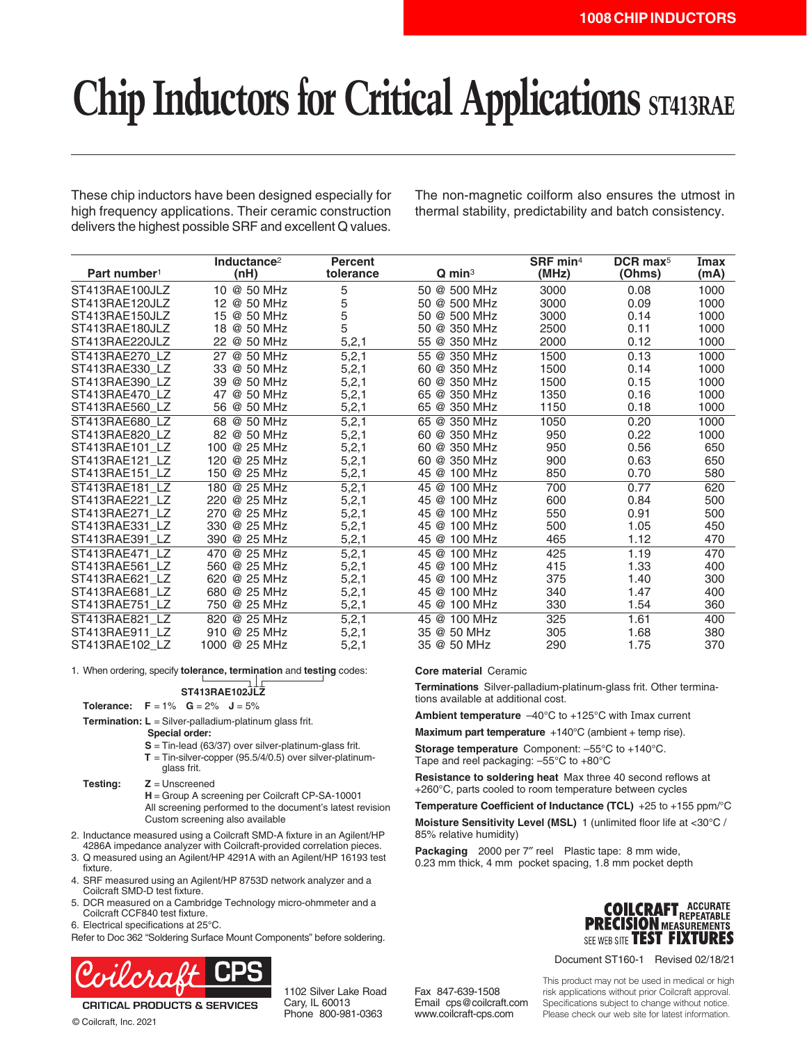# Chip Inductors for Critical Applications ST413RAE

These chip inductors have been designed especially for high frequency applications. Their ceramic construction delivers the highest possible SRF and excellent Q values.

The non-magnetic coilform also ensures the utmost in thermal stability, predictability and batch consistency.

| Part number[1] | Inductance[2] (nH) | Percent tolerance | Q min[3] | SRF min[4] (MHz) | DCR max[5] (Ohms) | Imax (mA) |
|---|---|---|---|---|---|---|
| ST413RAE100JLZ | 10 @ 50 MHz | 5 | 50 @ 500 MHz | 3000 | 0.08 | 1000 |
| ST413RAE120JLZ | 12 @ 50 MHz | 5 | 50 @ 500 MHz | 3000 | 0.09 | 1000 |
| ST413RAE150JLZ | 15 @ 50 MHz | 5 | 50 @ 500 MHz | 3000 | 0.14 | 1000 |
| ST413RAE180JLZ | 18 @ 50 MHz | 5 | 50 @ 350 MHz | 2500 | 0.11 | 1000 |
| ST413RAE220JLZ | 22 @ 50 MHz | 5,2,1 | 55 @ 350 MHz | 2000 | 0.12 | 1000 |
| ST413RAE270_LZ | 27 @ 50 MHz | 5,2,1 | 55 @ 350 MHz | 1500 | 0.13 | 1000 |
| ST413RAE330_LZ | 33 @ 50 MHz | 5,2,1 | 60 @ 350 MHz | 1500 | 0.14 | 1000 |
| ST413RAE390_LZ | 39 @ 50 MHz | 5,2,1 | 60 @ 350 MHz | 1500 | 0.15 | 1000 |
| ST413RAE470_LZ | 47 @ 50 MHz | 5,2,1 | 65 @ 350 MHz | 1350 | 0.16 | 1000 |
| ST413RAE560_LZ | 56 @ 50 MHz | 5,2,1 | 65 @ 350 MHz | 1150 | 0.18 | 1000 |
| ST413RAE680_LZ | 68 @ 50 MHz | 5,2,1 | 65 @ 350 MHz | 1050 | 0.20 | 1000 |
| ST413RAE820_LZ | 82 @ 50 MHz | 5,2,1 | 60 @ 350 MHz | 950 | 0.22 | 1000 |
| ST413RAE101_LZ | 100 @ 25 MHz | 5,2,1 | 60 @ 350 MHz | 950 | 0.56 | 650 |
| ST413RAE121_LZ | 120 @ 25 MHz | 5,2,1 | 60 @ 350 MHz | 900 | 0.63 | 650 |
| ST413RAE151_LZ | 150 @ 25 MHz | 5,2,1 | 45 @ 100 MHz | 850 | 0.70 | 580 |
| ST413RAE181_LZ | 180 @ 25 MHz | 5,2,1 | 45 @ 100 MHz | 700 | 0.77 | 620 |
| ST413RAE221_LZ | 220 @ 25 MHz | 5,2,1 | 45 @ 100 MHz | 600 | 0.84 | 500 |
| ST413RAE271_LZ | 270 @ 25 MHz | 5,2,1 | 45 @ 100 MHz | 550 | 0.91 | 500 |
| ST413RAE331_LZ | 330 @ 25 MHz | 5,2,1 | 45 @ 100 MHz | 500 | 1.05 | 450 |
| ST413RAE391_LZ | 390 @ 25 MHz | 5,2,1 | 45 @ 100 MHz | 465 | 1.12 | 470 |
| ST413RAE471_LZ | 470 @ 25 MHz | 5,2,1 | 45 @ 100 MHz | 425 | 1.19 | 470 |
| ST413RAE561_LZ | 560 @ 25 MHz | 5,2,1 | 45 @ 100 MHz | 415 | 1.33 | 400 |
| ST413RAE621_LZ | 620 @ 25 MHz | 5,2,1 | 45 @ 100 MHz | 375 | 1.40 | 300 |
| ST413RAE681_LZ | 680 @ 25 MHz | 5,2,1 | 45 @ 100 MHz | 340 | 1.47 | 400 |
| ST413RAE751_LZ | 750 @ 25 MHz | 5,2,1 | 45 @ 100 MHz | 330 | 1.54 | 360 |
| ST413RAE821_LZ | 820 @ 25 MHz | 5,2,1 | 45 @ 100 MHz | 325 | 1.61 | 400 |
| ST413RAE911_LZ | 910 @ 25 MHz | 5,2,1 | 35 @ 50 MHz | 305 | 1.68 | 380 |
| ST413RAE102_LZ | 1000 @ 25 MHz | 5,2,1 | 35 @ 50 MHz | 290 | 1.75 | 370 |

1. When ordering, specify **tolerance, termination** and **testing** codes:

   **ST413RAE102JLZ**

   **Tolerance:** **F** = 1% **G** = 2% **J** = 5%

   **Termination:** **L** = Silver-palladium-platinum glass frit.

   **Special order:**

   **S** = Tin-lead (63/37) over silver-platinum-glass frit.

   **T** = Tin-silver-copper (95.5/4/0.5) over silver-platinum-glass frit.

   **Testing:** **Z** = Unscreened

   **H** = Group A screening per Coilcraft CP-SA-10001

   All screening performed to the document's latest revision

   Custom screening also available

2. Inductance measured using a Coilcraft SMD-A fixture in an Agilent/HP 4286A impedance analyzer with Coilcraft-provided correlation pieces.
3. Q measured using an Agilent/HP 4291A with an Agilent/HP 16193 test fixture.
4. SRF measured using an Agilent/HP 8753D network analyzer and a Coilcraft SMD-D test fixture.
5. DCR measured on a Cambridge Technology micro-ohmmeter and a Coilcraft CCF840 test fixture.
6. Electrical specifications at 25°C.

Refer to Doc 362 "Soldering Surface Mount Components" before soldering.

**Core material** Ceramic

**Terminations** Silver-palladium-platinum-glass frit. Other terminations available at additional cost.

**Ambient temperature** –40°C to +125°C with Imax current

**Maximum part temperature** +140°C (ambient + temp rise).

**Storage temperature** Component: –55°C to +140°C. Tape and reel packaging: –55°C to +80°C

**Resistance to soldering heat** Max three 40 second reflows at +260°C, parts cooled to room temperature between cycles

**Temperature Coefficient of Inductance (TCL)** +25 to +155 ppm/°C

**Moisture Sensitivity Level (MSL)** 1 (unlimited floor life at <30°C / 85% relative humidity)

**Packaging** 2000 per 7″ reel Plastic tape: 8 mm wide, 0.23 mm thick, 4 mm pocket spacing, 1.8 mm pocket depth

COILCRAFT PRECISION ACCURATE REPEATABLE MEASUREMENTS SEE WEB SITE TEST FIXTURES

Document ST160-1 Revised 02/18/21

Coilcraft CPS CRITICAL PRODUCTS & SERVICES

© Coilcraft, Inc. 2021

1102 Silver Lake Road
Cary, IL 60013
Phone 800-981-0363

Fax 847-639-1508
Email cps@coilcraft.com
www.coilcraft-cps.com

This product may not be used in medical or high risk applications without prior Coilcraft approval. Specifications subject to change without notice. Please check our web site for latest information.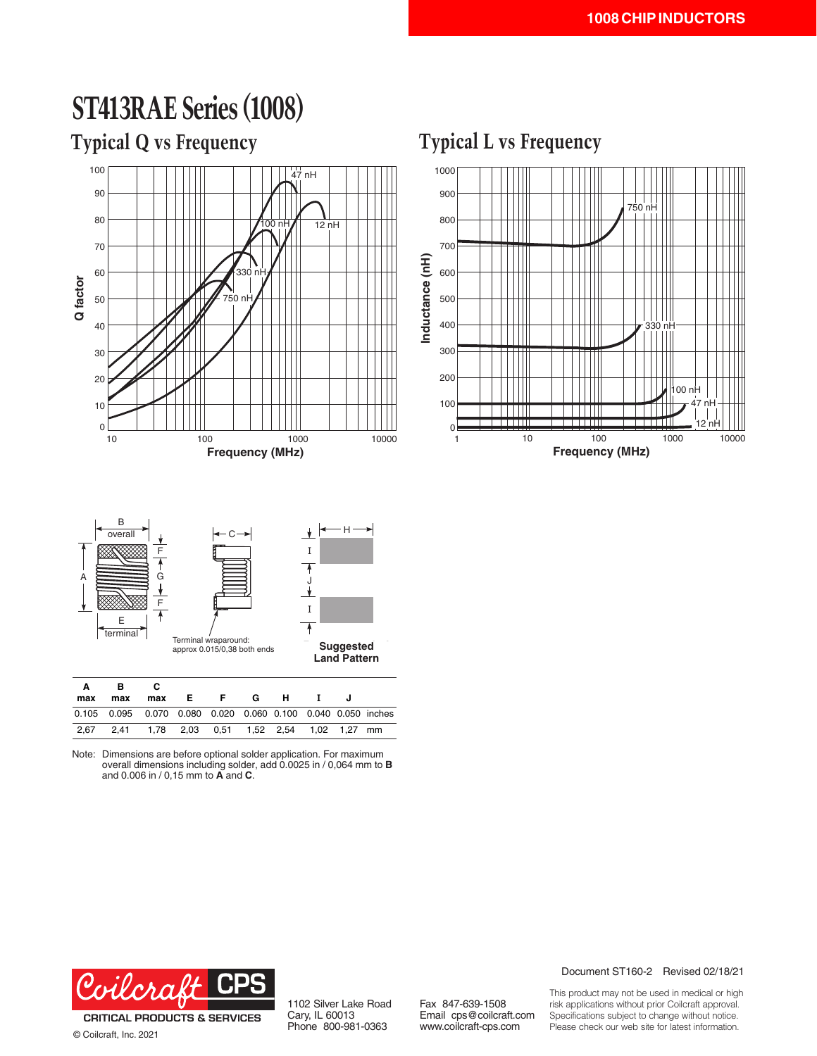# ST413RAE Series (1008)

## Typical Q vs Frequency

Q factor

100
90
80
70
60
50
40
30
20
10
0

10 100 1000 10000

Frequency (MHz)

47 nH
100 nH
12 nH
330 nH
750 nH

## Typical L vs Frequency

Inductance (nH)

1000
900
800
700
600
500
400
300
200
100
0

1 10 100 1000 10000

Frequency (MHz)

750 nH
330 nH
100 nH
47 nH
12 nH

B overall
A
F
G
F
E terminal
C
Terminal wraparound: approx 0.015/0,38 both ends
H
I
J
I
Suggested Land Pattern

| A max | B max | C max | E | F | G | H | I | J | |
|---|---|---|---|---|---|---|---|---|---|
| 0.105 | 0.095 | 0.070 | 0.080 | 0.020 | 0.060 | 0.100 | 0.040 | 0.050 | inches |
| 2,67 | 2,41 | 1,78 | 2,03 | 0,51 | 1,52 | 2,54 | 1,02 | 1,27 | mm |

Note: Dimensions are before optional solder application. For maximum overall dimensions including solder, add 0.0025 in / 0,064 mm to **B** and 0.006 in / 0,15 mm to **A** and **C**.

Document ST160-2 Revised 02/18/21

Coilcraft CPS
CRITICAL PRODUCTS & SERVICES

© Coilcraft, Inc. 2021

1102 Silver Lake Road
Cary, IL 60013
Phone 800-981-0363

Fax 847-639-1508
Email cps@coilcraft.com
www.coilcraft-cps.com

This product may not be used in medical or high risk applications without prior Coilcraft approval. Specifications subject to change without notice. Please check our web site for latest information.